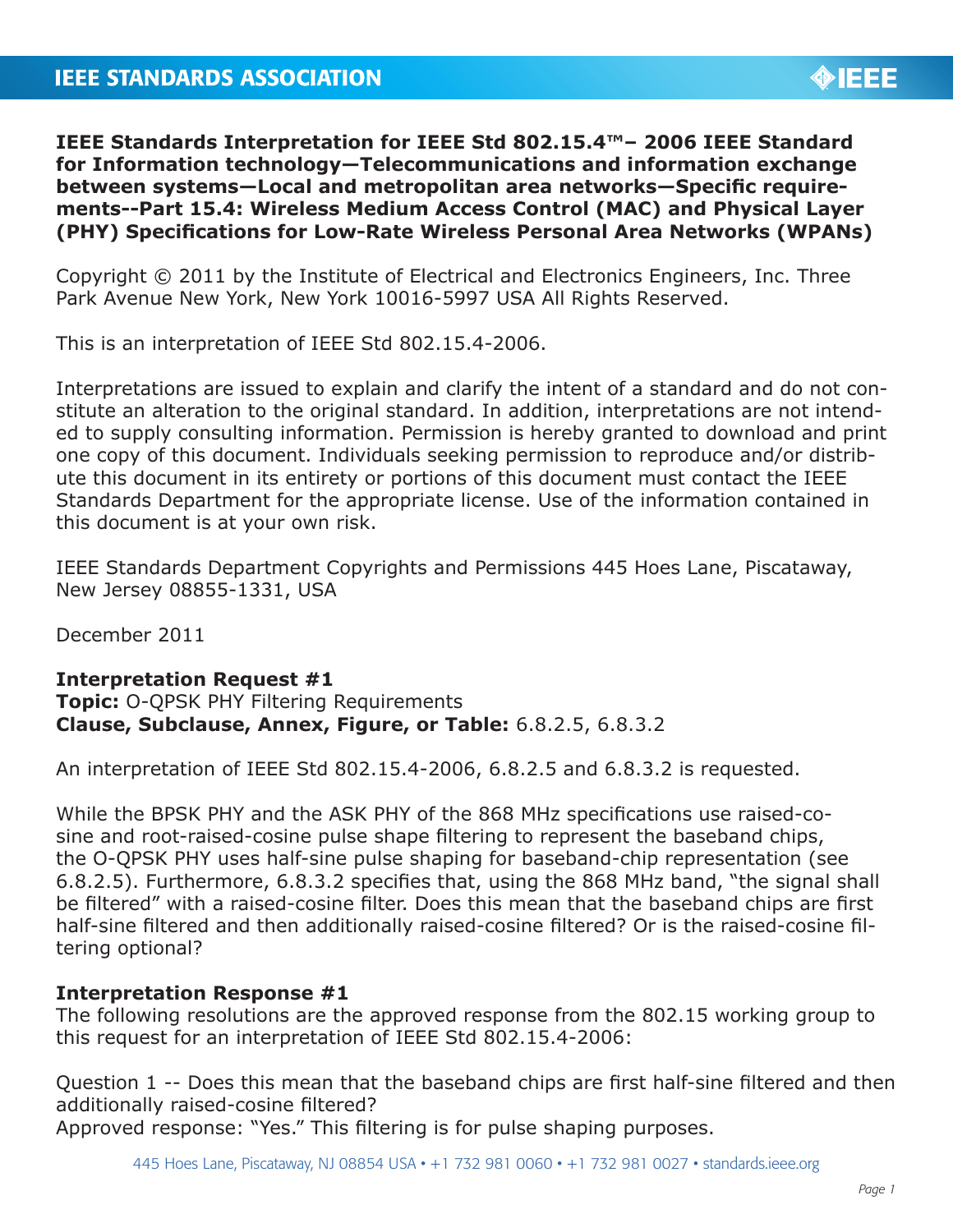**IEEE Standards Interpretation for IEEE Std 802.15.4™– 2006 IEEE Standard for Information technology—Telecommunications and information exchange between systems—Local and metropolitan area networks—Specific requirements--Part 15.4: Wireless Medium Access Control (MAC) and Physical Layer (PHY) Specifications for Low-Rate Wireless Personal Area Networks (WPANs)**

Copyright © 2011 by the Institute of Electrical and Electronics Engineers, Inc. Three Park Avenue New York, New York 10016-5997 USA All Rights Reserved.

This is an interpretation of IEEE Std 802.15.4-2006.

Interpretations are issued to explain and clarify the intent of a standard and do not constitute an alteration to the original standard. In addition, interpretations are not intended to supply consulting information. Permission is hereby granted to download and print one copy of this document. Individuals seeking permission to reproduce and/or distribute this document in its entirety or portions of this document must contact the IEEE Standards Department for the appropriate license. Use of the information contained in this document is at your own risk.

IEEE Standards Department Copyrights and Permissions 445 Hoes Lane, Piscataway, New Jersey 08855-1331, USA

December 2011

**Interpretation Request #1**
**Topic:** O-QPSK PHY Filtering Requirements
**Clause, Subclause, Annex, Figure, or Table:** 6.8.2.5, 6.8.3.2

An interpretation of IEEE Std 802.15.4-2006, 6.8.2.5 and 6.8.3.2 is requested.

While the BPSK PHY and the ASK PHY of the 868 MHz specifications use raised-cosine and root-raised-cosine pulse shape filtering to represent the baseband chips, the O-QPSK PHY uses half-sine pulse shaping for baseband-chip representation (see 6.8.2.5). Furthermore, 6.8.3.2 specifies that, using the 868 MHz band, "the signal shall be filtered" with a raised-cosine filter. Does this mean that the baseband chips are first half-sine filtered and then additionally raised-cosine filtered? Or is the raised-cosine filtering optional?

**Interpretation Response #1**
The following resolutions are the approved response from the 802.15 working group to this request for an interpretation of IEEE Std 802.15.4-2006:

Question 1 -- Does this mean that the baseband chips are first half-sine filtered and then additionally raised-cosine filtered?
Approved response: "Yes." This filtering is for pulse shaping purposes.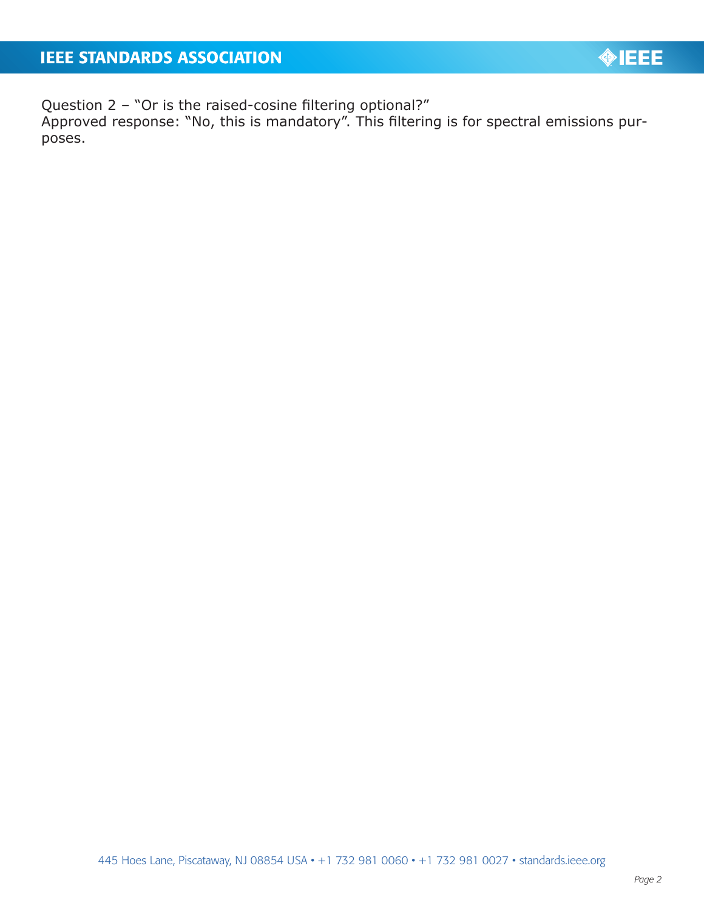Question 2 – “Or is the raised-cosine filtering optional?”
Approved response: “No, this is mandatory”. This filtering is for spectral emissions purposes.